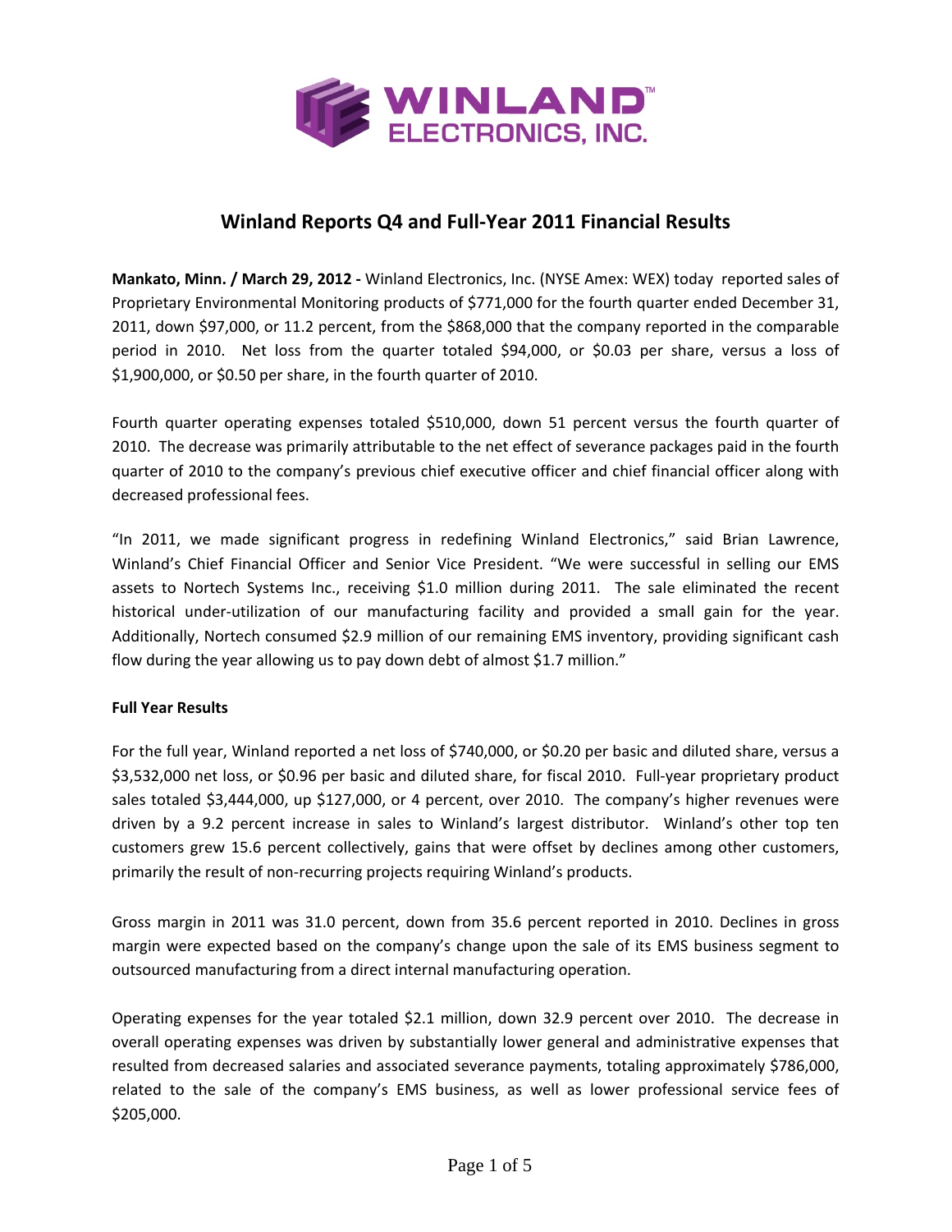# Winland Reports Q4 and Full-Year 2011 Financial Results

**Mankato, Minn. / March 29, 2012 -** Winland Electronics, Inc. (NYSE Amex: WEX) today reported sales of Proprietary Environmental Monitoring products of $771,000 for the fourth quarter ended December 31, 2011, down $97,000, or 11.2 percent, from the $868,000 that the company reported in the comparable period in 2010. Net loss from the quarter totaled $94,000, or $0.03 per share, versus a loss of $1,900,000, or $0.50 per share, in the fourth quarter of 2010.

Fourth quarter operating expenses totaled $510,000, down 51 percent versus the fourth quarter of 2010. The decrease was primarily attributable to the net effect of severance packages paid in the fourth quarter of 2010 to the company's previous chief executive officer and chief financial officer along with decreased professional fees.

"In 2011, we made significant progress in redefining Winland Electronics," said Brian Lawrence, Winland's Chief Financial Officer and Senior Vice President. "We were successful in selling our EMS assets to Nortech Systems Inc., receiving $1.0 million during 2011. The sale eliminated the recent historical under-utilization of our manufacturing facility and provided a small gain for the year. Additionally, Nortech consumed $2.9 million of our remaining EMS inventory, providing significant cash flow during the year allowing us to pay down debt of almost $1.7 million."

**Full Year Results**

For the full year, Winland reported a net loss of $740,000, or $0.20 per basic and diluted share, versus a $3,532,000 net loss, or $0.96 per basic and diluted share, for fiscal 2010. Full-year proprietary product sales totaled $3,444,000, up $127,000, or 4 percent, over 2010. The company's higher revenues were driven by a 9.2 percent increase in sales to Winland's largest distributor. Winland's other top ten customers grew 15.6 percent collectively, gains that were offset by declines among other customers, primarily the result of non-recurring projects requiring Winland's products.

Gross margin in 2011 was 31.0 percent, down from 35.6 percent reported in 2010. Declines in gross margin were expected based on the company's change upon the sale of its EMS business segment to outsourced manufacturing from a direct internal manufacturing operation.

Operating expenses for the year totaled $2.1 million, down 32.9 percent over 2010. The decrease in overall operating expenses was driven by substantially lower general and administrative expenses that resulted from decreased salaries and associated severance payments, totaling approximately $786,000, related to the sale of the company's EMS business, as well as lower professional service fees of $205,000.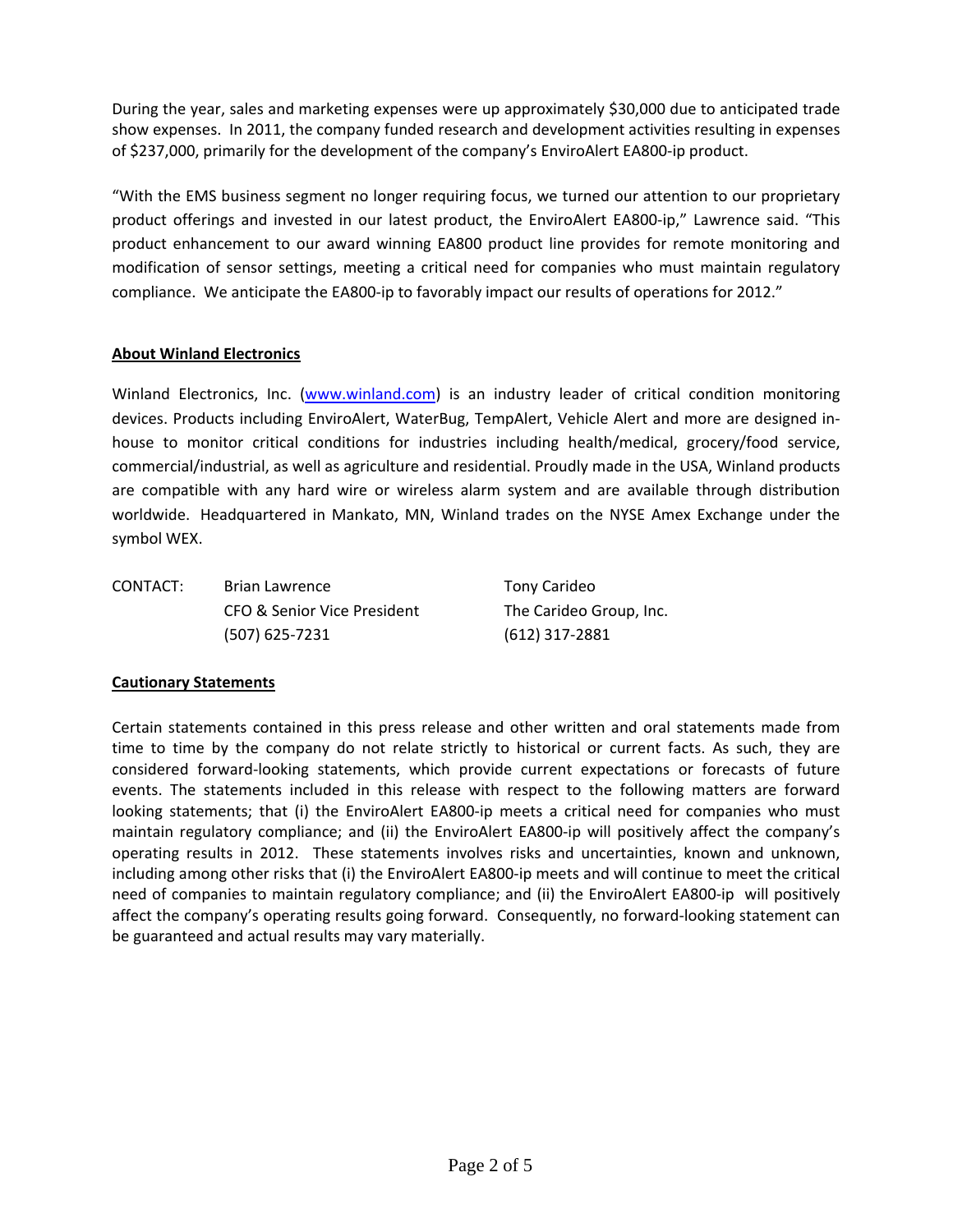During the year, sales and marketing expenses were up approximately $30,000 due to anticipated trade show expenses. In 2011, the company funded research and development activities resulting in expenses of $237,000, primarily for the development of the company's EnviroAlert EA800-ip product.

"With the EMS business segment no longer requiring focus, we turned our attention to our proprietary product offerings and invested in our latest product, the EnviroAlert EA800-ip," Lawrence said. "This product enhancement to our award winning EA800 product line provides for remote monitoring and modification of sensor settings, meeting a critical need for companies who must maintain regulatory compliance. We anticipate the EA800-ip to favorably impact our results of operations for 2012."

## About Winland Electronics

Winland Electronics, Inc. (www.winland.com) is an industry leader of critical condition monitoring devices. Products including EnviroAlert, WaterBug, TempAlert, Vehicle Alert and more are designed in-house to monitor critical conditions for industries including health/medical, grocery/food service, commercial/industrial, as well as agriculture and residential. Proudly made in the USA, Winland products are compatible with any hard wire or wireless alarm system and are available through distribution worldwide. Headquartered in Mankato, MN, Winland trades on the NYSE Amex Exchange under the symbol WEX.

| CONTACT: | Brian Lawrence | Tony Carideo |
|---|---|---|
| | CFO & Senior Vice President | The Carideo Group, Inc. |
| | (507) 625-7231 | (612) 317-2881 |

## Cautionary Statements

Certain statements contained in this press release and other written and oral statements made from time to time by the company do not relate strictly to historical or current facts. As such, they are considered forward-looking statements, which provide current expectations or forecasts of future events. The statements included in this release with respect to the following matters are forward looking statements; that (i) the EnviroAlert EA800-ip meets a critical need for companies who must maintain regulatory compliance; and (ii) the EnviroAlert EA800-ip will positively affect the company's operating results in 2012. These statements involves risks and uncertainties, known and unknown, including among other risks that (i) the EnviroAlert EA800-ip meets and will continue to meet the critical need of companies to maintain regulatory compliance; and (ii) the EnviroAlert EA800-ip will positively affect the company's operating results going forward. Consequently, no forward-looking statement can be guaranteed and actual results may vary materially.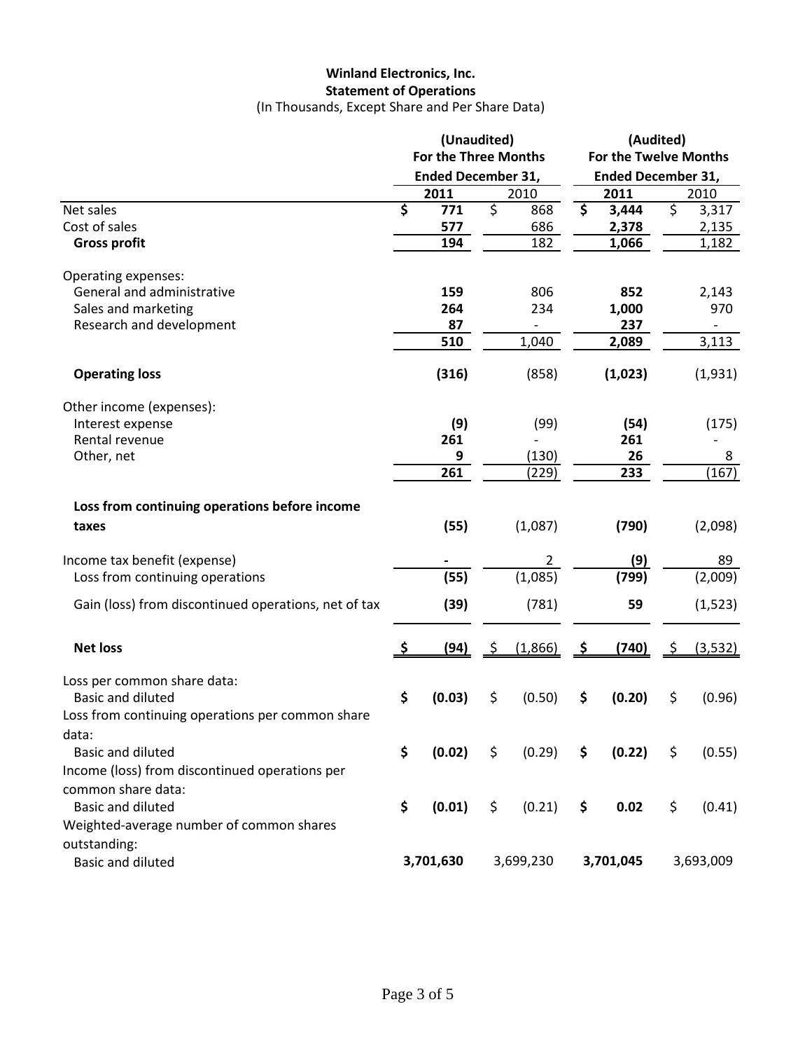**Winland Electronics, Inc.**
**Statement of Operations**
(In Thousands, Except Share and Per Share Data)

| | (Unaudited) For the Three Months Ended December 31, | | (Audited) For the Twelve Months Ended December 31, | |
|---|---|---|---|---|
| | **2011** | 2010 | **2011** | 2010 |
| Net sales | **$ 771** | $ 868 | **$ 3,444** | $ 3,317 |
| Cost of sales | **577** | 686 | **2,378** | 2,135 |
| **Gross profit** | **194** | 182 | **1,066** | 1,182 |
| Operating expenses: | | | | |
| General and administrative | **159** | 806 | **852** | 2,143 |
| Sales and marketing | **264** | 234 | **1,000** | 970 |
| Research and development | **87** | - | **237** | - |
| | **510** | 1,040 | **2,089** | 3,113 |
| **Operating loss** | **(316)** | (858) | **(1,023)** | (1,931) |
| Other income (expenses): | | | | |
| Interest expense | **(9)** | (99) | **(54)** | (175) |
| Rental revenue | **261** | - | **261** | - |
| Other, net | **9** | (130) | **26** | 8 |
| | **261** | (229) | **233** | (167) |
| **Loss from continuing operations before income taxes** | **(55)** | (1,087) | **(790)** | (2,098) |
| Income tax benefit (expense) | **-** | 2 | **(9)** | 89 |
| Loss from continuing operations | **(55)** | (1,085) | **(799)** | (2,009) |
| Gain (loss) from discontinued operations, net of tax | **(39)** | (781) | **59** | (1,523) |
| **Net loss** | **$ (94)** | $ (1,866) | **$ (740)** | $ (3,532) |
| Loss per common share data: | | | | |
| Basic and diluted | **$ (0.03)** | $ (0.50) | **$ (0.20)** | $ (0.96) |
| Loss from continuing operations per common share data: | | | | |
| Basic and diluted | **$ (0.02)** | $ (0.29) | **$ (0.22)** | $ (0.55) |
| Income (loss) from discontinued operations per common share data: | | | | |
| Basic and diluted | **$ (0.01)** | $ (0.21) | **$ 0.02** | $ (0.41) |
| Weighted-average number of common shares outstanding: | | | | |
| Basic and diluted | **3,701,630** | 3,699,230 | **3,701,045** | 3,693,009 |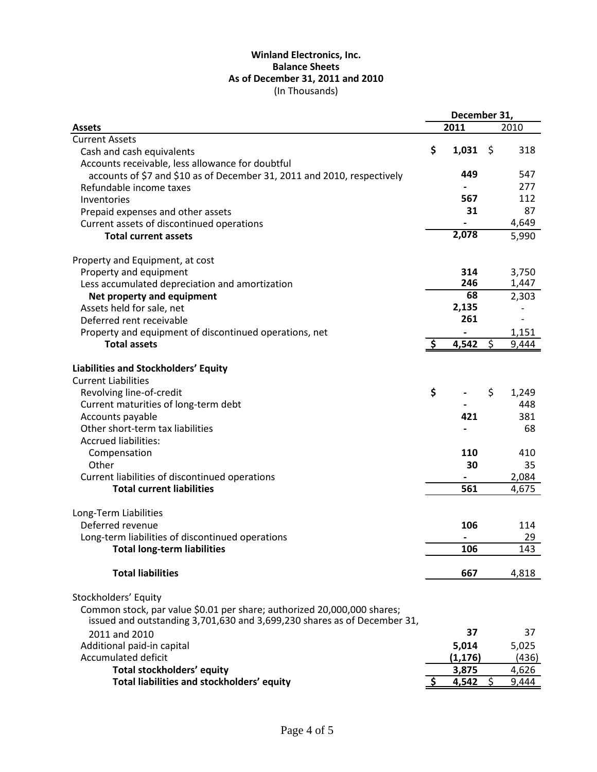**Winland Electronics, Inc.**
**Balance Sheets**
**As of December 31, 2011 and 2010**
(In Thousands)

| | December 31, | |
|---|---|---|
| **Assets** | **2011** | 2010 |
| Current Assets | | |
| Cash and cash equivalents | **$ 1,031** | $ 318 |
| Accounts receivable, less allowance for doubtful accounts of $7 and $10 as of December 31, 2011 and 2010, respectively | **449** | 547 |
| Refundable income taxes | **-** | 277 |
| Inventories | **567** | 112 |
| Prepaid expenses and other assets | **31** | 87 |
| Current assets of discontinued operations | **-** | 4,649 |
| **Total current assets** | **2,078** | 5,990 |
| | | |
| Property and Equipment, at cost | | |
| Property and equipment | **314** | 3,750 |
| Less accumulated depreciation and amortization | **246** | 1,447 |
| **Net property and equipment** | **68** | 2,303 |
| Assets held for sale, net | **2,135** | - |
| Deferred rent receivable | **261** | - |
| Property and equipment of discontinued operations, net | **-** | 1,151 |
| **Total assets** | **$ 4,542** | $ 9,444 |
| | | |
| **Liabilities and Stockholders' Equity** | | |
| Current Liabilities | | |
| Revolving line-of-credit | **$ -** | $ 1,249 |
| Current maturities of long-term debt | **-** | 448 |
| Accounts payable | **421** | 381 |
| Other short-term tax liabilities | **-** | 68 |
| Accrued liabilities: | | |
| Compensation | **110** | 410 |
| Other | **30** | 35 |
| Current liabilities of discontinued operations | **-** | 2,084 |
| **Total current liabilities** | **561** | 4,675 |
| | | |
| Long-Term Liabilities | | |
| Deferred revenue | **106** | 114 |
| Long-term liabilities of discontinued operations | **-** | 29 |
| **Total long-term liabilities** | **106** | 143 |
| | | |
| **Total liabilities** | **667** | 4,818 |
| | | |
| Stockholders' Equity | | |
| Common stock, par value $0.01 per share; authorized 20,000,000 shares; issued and outstanding 3,701,630 and 3,699,230 shares as of December 31, 2011 and 2010 | **37** | 37 |
| Additional paid-in capital | **5,014** | 5,025 |
| Accumulated deficit | **(1,176)** | (436) |
| **Total stockholders' equity** | **3,875** | 4,626 |
| **Total liabilities and stockholders' equity** | **$ 4,542** | $ 9,444 |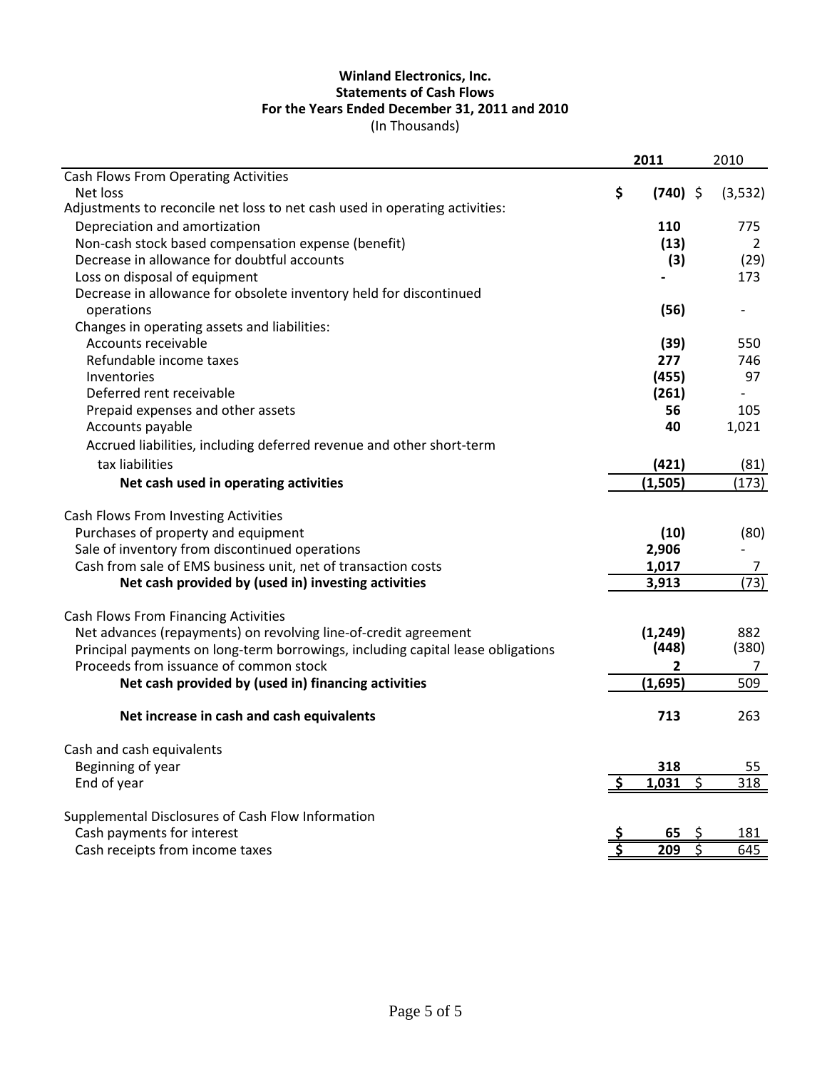**Winland Electronics, Inc.**
**Statements of Cash Flows**
**For the Years Ended December 31, 2011 and 2010**
(In Thousands)

| | **2011** | 2010 |
|---|---|---|
| Cash Flows From Operating Activities | | |
| Net loss | **$ (740)** | $ (3,532) |
| Adjustments to reconcile net loss to net cash used in operating activities: | | |
| Depreciation and amortization | **110** | 775 |
| Non-cash stock based compensation expense (benefit) | **(13)** | 2 |
| Decrease in allowance for doubtful accounts | **(3)** | (29) |
| Loss on disposal of equipment | **-** | 173 |
| Decrease in allowance for obsolete inventory held for discontinued operations | **(56)** | - |
| Changes in operating assets and liabilities: | | |
| Accounts receivable | **(39)** | 550 |
| Refundable income taxes | **277** | 746 |
| Inventories | **(455)** | 97 |
| Deferred rent receivable | **(261)** | - |
| Prepaid expenses and other assets | **56** | 105 |
| Accounts payable | **40** | 1,021 |
| Accrued liabilities, including deferred revenue and other short-term tax liabilities | **(421)** | (81) |
| **Net cash used in operating activities** | **(1,505)** | (173) |
| Cash Flows From Investing Activities | | |
| Purchases of property and equipment | **(10)** | (80) |
| Sale of inventory from discontinued operations | **2,906** | - |
| Cash from sale of EMS business unit, net of transaction costs | **1,017** | 7 |
| **Net cash provided by (used in) investing activities** | **3,913** | (73) |
| Cash Flows From Financing Activities | | |
| Net advances (repayments) on revolving line-of-credit agreement | **(1,249)** | 882 |
| Principal payments on long-term borrowings, including capital lease obligations | **(448)** | (380) |
| Proceeds from issuance of common stock | **2** | 7 |
| **Net cash provided by (used in) financing activities** | **(1,695)** | 509 |
| **Net increase in cash and cash equivalents** | **713** | 263 |
| Cash and cash equivalents | | |
| Beginning of year | **318** | 55 |
| End of year | **$ 1,031** | $ 318 |
| Supplemental Disclosures of Cash Flow Information | | |
| Cash payments for interest | **$ 65** | $ 181 |
| Cash receipts from income taxes | **$ 209** | $ 645 |